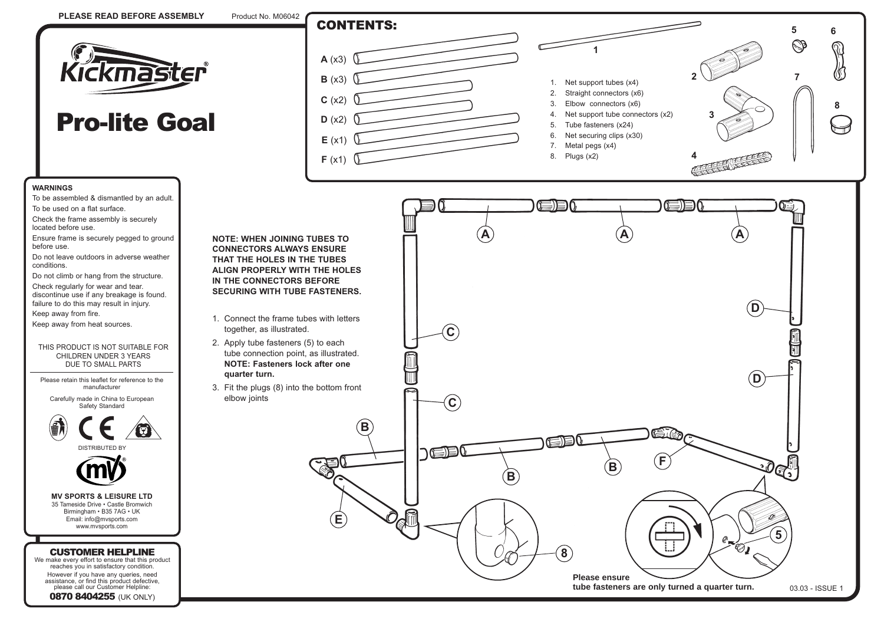**PLEASE READ BEFORE ASSEMBLY** Product No. M06042

# Kickmaster®

# Pro-lite Goal

## CONTENTS:

- **A** (x3)
- **B** (x3)
- **C** (x2)
- **D** (x2)
- **E** (x1)
- **F** (x1)

1. Net support tubes (x4)
2. Straight connectors (x6)
3. Elbow connectors (x6)
4. Net support tube connectors (x2)
5. Tube fasteners (x24)
6. Net securing clips (x30)
7. Metal pegs (x4)
8. Plugs (x2)

**WARNINGS**

To be assembled & dismantled by an adult.

To be used on a flat surface.

Check the frame assembly is securely located before use.

Ensure frame is securely pegged to ground before use.

Do not leave outdoors in adverse weather conditions.

Do not climb or hang from the structure.

Check regularly for wear and tear. discontinue use if any breakage is found. failure to do this may result in injury.

Keep away from fire.

Keep away from heat sources.

THIS PRODUCT IS NOT SUITABLE FOR CHILDREN UNDER 3 YEARS DUE TO SMALL PARTS

Please retain this leaflet for reference to the manufacturer

Carefully made in China to European Safety Standard

DISTRIBUTED BY

**MV SPORTS & LEISURE LTD**
35 Tameside Drive • Castle Bromwich
Birmingham • B35 7AG • UK
Email: info@mvsports.com
www.mvsports.com

## CUSTOMER HELPLINE

We make every effort to ensure that this product reaches you in satisfactory condition.

However if you have any queries, need assistance, or find this product defective, please call our Customer Helpline:

**0870 8404255** (UK ONLY)

**NOTE: WHEN JOINING TUBES TO CONNECTORS ALWAYS ENSURE THAT THE HOLES IN THE TUBES ALIGN PROPERLY WITH THE HOLES IN THE CONNECTORS BEFORE SECURING WITH TUBE FASTENERS.**

1. Connect the frame tubes with letters together, as illustrated.
2. Apply tube fasteners (5) to each tube connection point, as illustrated. **NOTE: Fasteners lock after one quarter turn.**
3. Fit the plugs (8) into the bottom front elbow joints

A A A D C D C B B B F E 8 5

**Please ensure tube fasteners are only turned a quarter turn.**

03.03 - ISSUE 1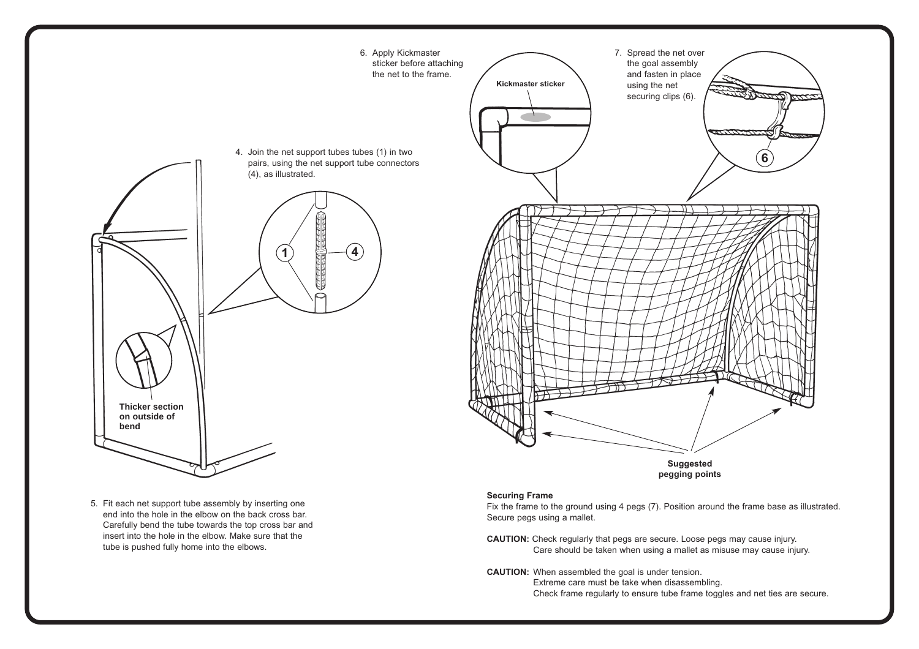4. Join the net support tubes tubes (1) in two pairs, using the net support tube connectors (4), as illustrated.

1

4

Thicker section on outside of bend

5. Fit each net support tube assembly by inserting one end into the hole in the elbow on the back cross bar. Carefully bend the tube towards the top cross bar and insert into the hole in the elbow. Make sure that the tube is pushed fully home into the elbows.

6. Apply Kickmaster sticker before attaching the net to the frame.

Kickmaster sticker

7. Spread the net over the goal assembly and fasten in place using the net securing clips (6).

6

Suggested pegging points

**Securing Frame**

Fix the frame to the ground using 4 pegs (7). Position around the frame base as illustrated. Secure pegs using a mallet.

**CAUTION:** Check regularly that pegs are secure. Loose pegs may cause injury. Care should be taken when using a mallet as misuse may cause injury.

**CAUTION:** When assembled the goal is under tension. Extreme care must be take when disassembling. Check frame regularly to ensure tube frame toggles and net ties are secure.